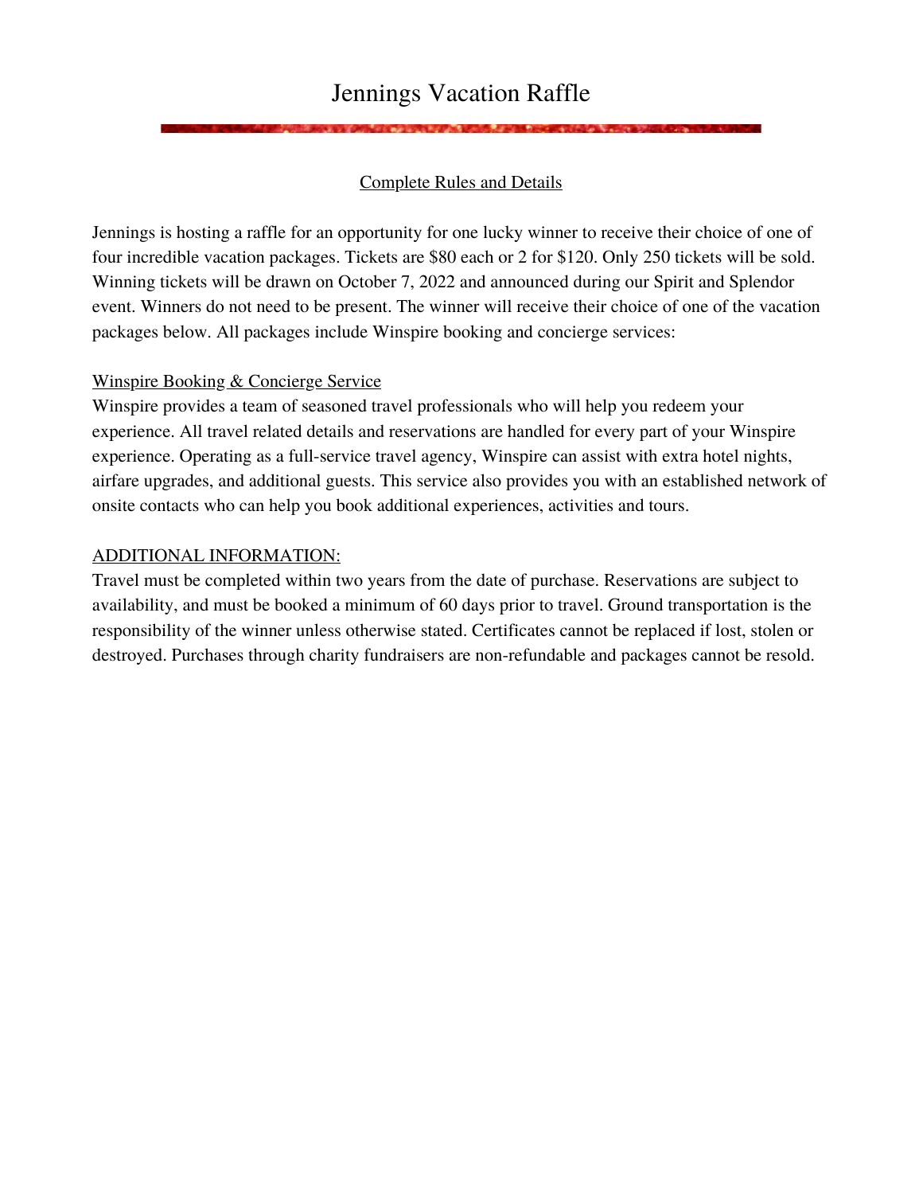# Jennings Vacation Raffle

## Complete Rules and Details

Jennings is hosting a raffle for an opportunity for one lucky winner to receive their choice of one of four incredible vacation packages. Tickets are $80 each or 2 for $120. Only 250 tickets will be sold. Winning tickets will be drawn on October 7, 2022 and announced during our Spirit and Splendor event. Winners do not need to be present. The winner will receive their choice of one of the vacation packages below. All packages include Winspire booking and concierge services:

### Winspire Booking & Concierge Service

Winspire provides a team of seasoned travel professionals who will help you redeem your experience. All travel related details and reservations are handled for every part of your Winspire experience. Operating as a full-service travel agency, Winspire can assist with extra hotel nights, airfare upgrades, and additional guests. This service also provides you with an established network of onsite contacts who can help you book additional experiences, activities and tours.

### ADDITIONAL INFORMATION:

Travel must be completed within two years from the date of purchase. Reservations are subject to availability, and must be booked a minimum of 60 days prior to travel. Ground transportation is the responsibility of the winner unless otherwise stated. Certificates cannot be replaced if lost, stolen or destroyed. Purchases through charity fundraisers are non-refundable and packages cannot be resold.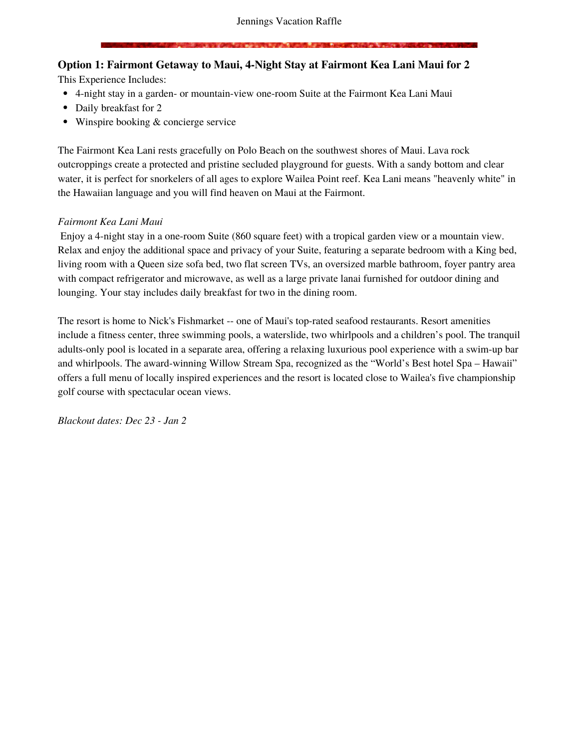## Option 1: Fairmont Getaway to Maui, 4-Night Stay at Fairmont Kea Lani Maui for 2

This Experience Includes:

- 4-night stay in a garden- or mountain-view one-room Suite at the Fairmont Kea Lani Maui
- Daily breakfast for 2
- Winspire booking & concierge service

The Fairmont Kea Lani rests gracefully on Polo Beach on the southwest shores of Maui. Lava rock outcroppings create a protected and pristine secluded playground for guests. With a sandy bottom and clear water, it is perfect for snorkelers of all ages to explore Wailea Point reef. Kea Lani means "heavenly white" in the Hawaiian language and you will find heaven on Maui at the Fairmont.

*Fairmont Kea Lani Maui*

Enjoy a 4-night stay in a one-room Suite (860 square feet) with a tropical garden view or a mountain view. Relax and enjoy the additional space and privacy of your Suite, featuring a separate bedroom with a King bed, living room with a Queen size sofa bed, two flat screen TVs, an oversized marble bathroom, foyer pantry area with compact refrigerator and microwave, as well as a large private lanai furnished for outdoor dining and lounging. Your stay includes daily breakfast for two in the dining room.

The resort is home to Nick's Fishmarket -- one of Maui's top-rated seafood restaurants. Resort amenities include a fitness center, three swimming pools, a waterslide, two whirlpools and a children's pool. The tranquil adults-only pool is located in a separate area, offering a relaxing luxurious pool experience with a swim-up bar and whirlpools. The award-winning Willow Stream Spa, recognized as the "World's Best hotel Spa – Hawaii" offers a full menu of locally inspired experiences and the resort is located close to Wailea's five championship golf course with spectacular ocean views.

*Blackout dates: Dec 23 - Jan 2*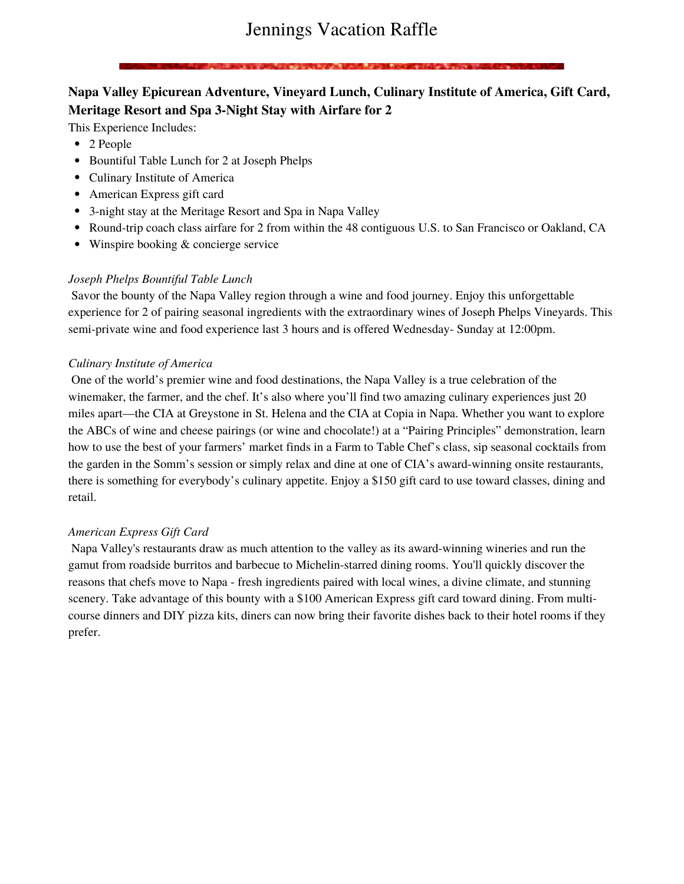# Jennings Vacation Raffle

**Napa Valley Epicurean Adventure, Vineyard Lunch, Culinary Institute of America, Gift Card, Meritage Resort and Spa 3-Night Stay with Airfare for 2**

This Experience Includes:

- 2 People
- Bountiful Table Lunch for 2 at Joseph Phelps
- Culinary Institute of America
- American Express gift card
- 3-night stay at the Meritage Resort and Spa in Napa Valley
- Round-trip coach class airfare for 2 from within the 48 contiguous U.S. to San Francisco or Oakland, CA
- Winspire booking & concierge service

*Joseph Phelps Bountiful Table Lunch*

Savor the bounty of the Napa Valley region through a wine and food journey. Enjoy this unforgettable experience for 2 of pairing seasonal ingredients with the extraordinary wines of Joseph Phelps Vineyards. This semi-private wine and food experience last 3 hours and is offered Wednesday- Sunday at 12:00pm.

*Culinary Institute of America*

One of the world's premier wine and food destinations, the Napa Valley is a true celebration of the winemaker, the farmer, and the chef. It's also where you'll find two amazing culinary experiences just 20 miles apart—the CIA at Greystone in St. Helena and the CIA at Copia in Napa. Whether you want to explore the ABCs of wine and cheese pairings (or wine and chocolate!) at a "Pairing Principles" demonstration, learn how to use the best of your farmers' market finds in a Farm to Table Chef's class, sip seasonal cocktails from the garden in the Somm's session or simply relax and dine at one of CIA's award-winning onsite restaurants, there is something for everybody's culinary appetite. Enjoy a $150 gift card to use toward classes, dining and retail.

*American Express Gift Card*

Napa Valley's restaurants draw as much attention to the valley as its award-winning wineries and run the gamut from roadside burritos and barbecue to Michelin-starred dining rooms. You'll quickly discover the reasons that chefs move to Napa - fresh ingredients paired with local wines, a divine climate, and stunning scenery. Take advantage of this bounty with a $100 American Express gift card toward dining. From multi-course dinners and DIY pizza kits, diners can now bring their favorite dishes back to their hotel rooms if they prefer.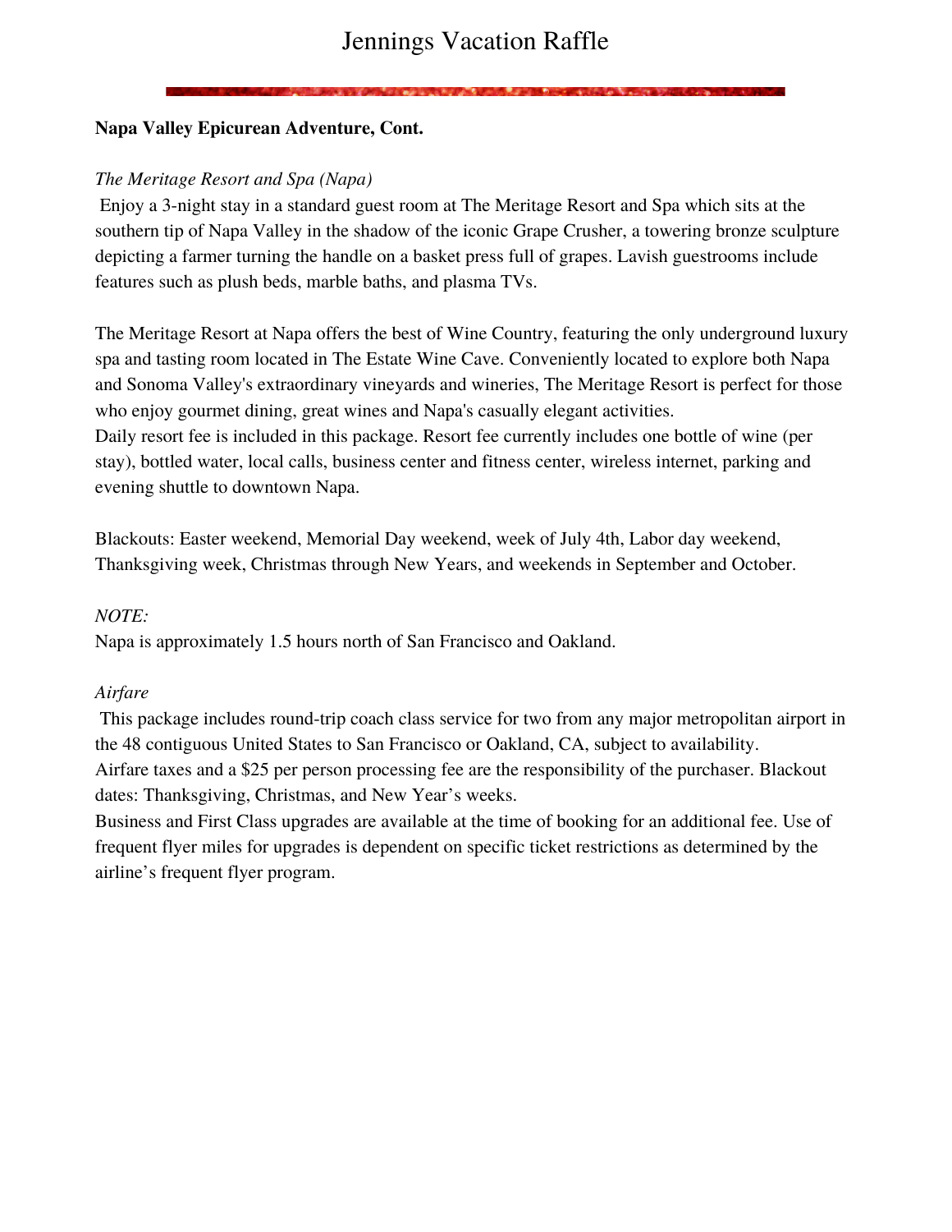**Napa Valley Epicurean Adventure, Cont.**

*The Meritage Resort and Spa (Napa)*

Enjoy a 3-night stay in a standard guest room at The Meritage Resort and Spa which sits at the southern tip of Napa Valley in the shadow of the iconic Grape Crusher, a towering bronze sculpture depicting a farmer turning the handle on a basket press full of grapes. Lavish guestrooms include features such as plush beds, marble baths, and plasma TVs.

The Meritage Resort at Napa offers the best of Wine Country, featuring the only underground luxury spa and tasting room located in The Estate Wine Cave. Conveniently located to explore both Napa and Sonoma Valley's extraordinary vineyards and wineries, The Meritage Resort is perfect for those who enjoy gourmet dining, great wines and Napa's casually elegant activities.
Daily resort fee is included in this package. Resort fee currently includes one bottle of wine (per stay), bottled water, local calls, business center and fitness center, wireless internet, parking and evening shuttle to downtown Napa.

Blackouts: Easter weekend, Memorial Day weekend, week of July 4th, Labor day weekend, Thanksgiving week, Christmas through New Years, and weekends in September and October.

*NOTE:*
Napa is approximately 1.5 hours north of San Francisco and Oakland.

*Airfare*

This package includes round-trip coach class service for two from any major metropolitan airport in the 48 contiguous United States to San Francisco or Oakland, CA, subject to availability.
Airfare taxes and a $25 per person processing fee are the responsibility of the purchaser. Blackout dates: Thanksgiving, Christmas, and New Year's weeks.
Business and First Class upgrades are available at the time of booking for an additional fee. Use of frequent flyer miles for upgrades is dependent on specific ticket restrictions as determined by the airline's frequent flyer program.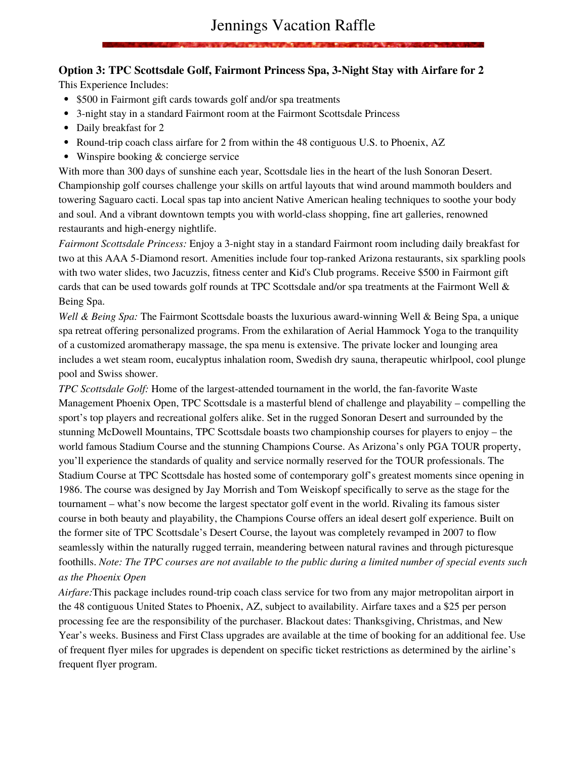# Jennings Vacation Raffle

**Option 3: TPC Scottsdale Golf, Fairmont Princess Spa, 3-Night Stay with Airfare for 2**

This Experience Includes:

- $500 in Fairmont gift cards towards golf and/or spa treatments
- 3-night stay in a standard Fairmont room at the Fairmont Scottsdale Princess
- Daily breakfast for 2
- Round-trip coach class airfare for 2 from within the 48 contiguous U.S. to Phoenix, AZ
- Winspire booking & concierge service

With more than 300 days of sunshine each year, Scottsdale lies in the heart of the lush Sonoran Desert. Championship golf courses challenge your skills on artful layouts that wind around mammoth boulders and towering Saguaro cacti. Local spas tap into ancient Native American healing techniques to soothe your body and soul. And a vibrant downtown tempts you with world-class shopping, fine art galleries, renowned restaurants and high-energy nightlife.

*Fairmont Scottsdale Princess:* Enjoy a 3-night stay in a standard Fairmont room including daily breakfast for two at this AAA 5-Diamond resort. Amenities include four top-ranked Arizona restaurants, six sparkling pools with two water slides, two Jacuzzis, fitness center and Kid's Club programs. Receive $500 in Fairmont gift cards that can be used towards golf rounds at TPC Scottsdale and/or spa treatments at the Fairmont Well & Being Spa.

*Well & Being Spa:* The Fairmont Scottsdale boasts the luxurious award-winning Well & Being Spa, a unique spa retreat offering personalized programs. From the exhilaration of Aerial Hammock Yoga to the tranquility of a customized aromatherapy massage, the spa menu is extensive. The private locker and lounging area includes a wet steam room, eucalyptus inhalation room, Swedish dry sauna, therapeutic whirlpool, cool plunge pool and Swiss shower.

*TPC Scottsdale Golf:* Home of the largest-attended tournament in the world, the fan-favorite Waste Management Phoenix Open, TPC Scottsdale is a masterful blend of challenge and playability – compelling the sport's top players and recreational golfers alike. Set in the rugged Sonoran Desert and surrounded by the stunning McDowell Mountains, TPC Scottsdale boasts two championship courses for players to enjoy – the world famous Stadium Course and the stunning Champions Course. As Arizona's only PGA TOUR property, you'll experience the standards of quality and service normally reserved for the TOUR professionals. The Stadium Course at TPC Scottsdale has hosted some of contemporary golf's greatest moments since opening in 1986. The course was designed by Jay Morrish and Tom Weiskopf specifically to serve as the stage for the tournament – what's now become the largest spectator golf event in the world. Rivaling its famous sister course in both beauty and playability, the Champions Course offers an ideal desert golf experience. Built on the former site of TPC Scottsdale's Desert Course, the layout was completely revamped in 2007 to flow seamlessly within the naturally rugged terrain, meandering between natural ravines and through picturesque foothills. *Note: The TPC courses are not available to the public during a limited number of special events such as the Phoenix Open*

*Airfare:*This package includes round-trip coach class service for two from any major metropolitan airport in the 48 contiguous United States to Phoenix, AZ, subject to availability. Airfare taxes and a $25 per person processing fee are the responsibility of the purchaser. Blackout dates: Thanksgiving, Christmas, and New Year's weeks. Business and First Class upgrades are available at the time of booking for an additional fee. Use of frequent flyer miles for upgrades is dependent on specific ticket restrictions as determined by the airline's frequent flyer program.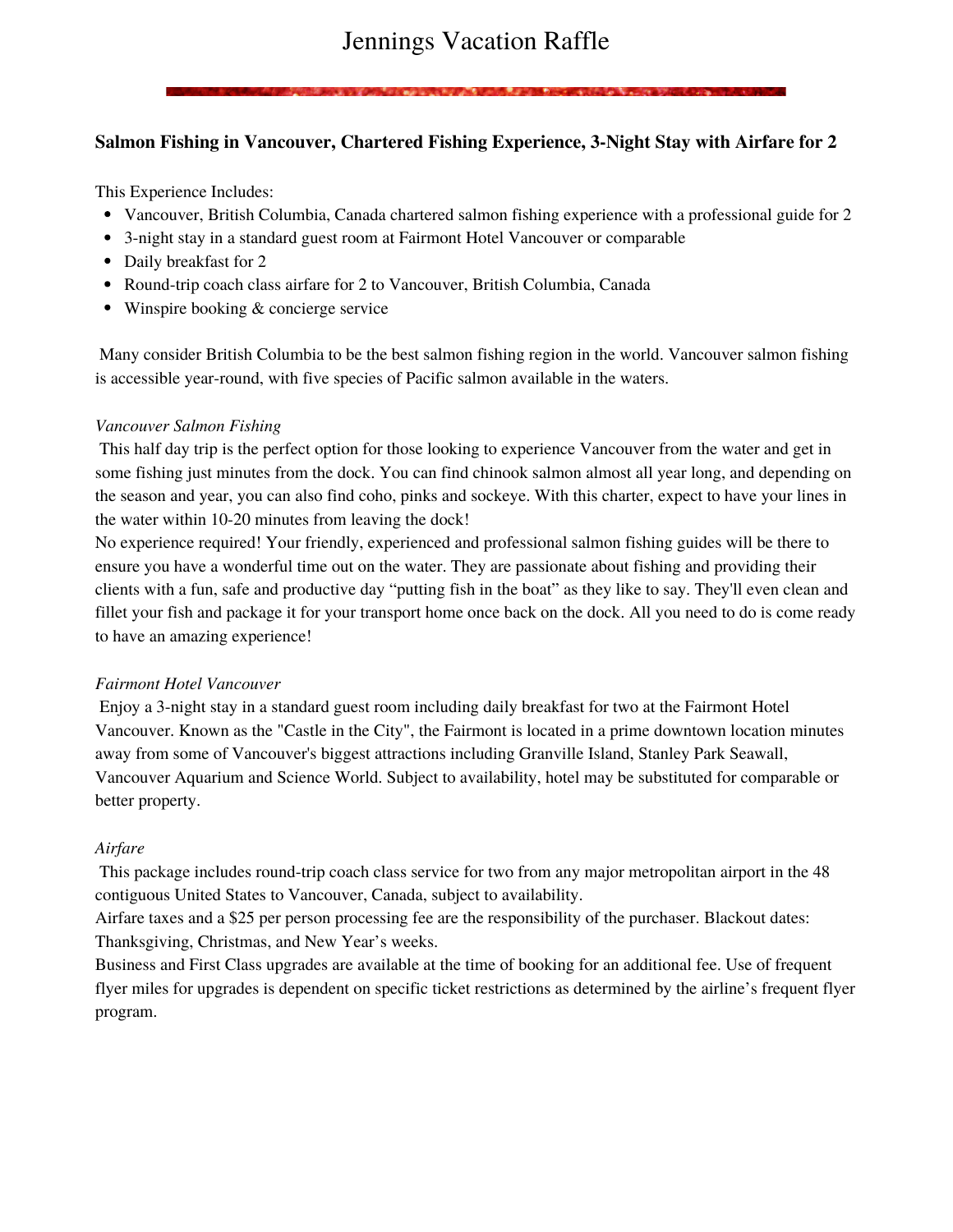# Jennings Vacation Raffle

## Salmon Fishing in Vancouver, Chartered Fishing Experience, 3-Night Stay with Airfare for 2

This Experience Includes:

- Vancouver, British Columbia, Canada chartered salmon fishing experience with a professional guide for 2
- 3-night stay in a standard guest room at Fairmont Hotel Vancouver or comparable
- Daily breakfast for 2
- Round-trip coach class airfare for 2 to Vancouver, British Columbia, Canada
- Winspire booking & concierge service

Many consider British Columbia to be the best salmon fishing region in the world. Vancouver salmon fishing is accessible year-round, with five species of Pacific salmon available in the waters.

*Vancouver Salmon Fishing*

This half day trip is the perfect option for those looking to experience Vancouver from the water and get in some fishing just minutes from the dock. You can find chinook salmon almost all year long, and depending on the season and year, you can also find coho, pinks and sockeye. With this charter, expect to have your lines in the water within 10-20 minutes from leaving the dock!

No experience required! Your friendly, experienced and professional salmon fishing guides will be there to ensure you have a wonderful time out on the water. They are passionate about fishing and providing their clients with a fun, safe and productive day "putting fish in the boat" as they like to say. They'll even clean and fillet your fish and package it for your transport home once back on the dock. All you need to do is come ready to have an amazing experience!

*Fairmont Hotel Vancouver*

Enjoy a 3-night stay in a standard guest room including daily breakfast for two at the Fairmont Hotel Vancouver. Known as the "Castle in the City", the Fairmont is located in a prime downtown location minutes away from some of Vancouver's biggest attractions including Granville Island, Stanley Park Seawall, Vancouver Aquarium and Science World. Subject to availability, hotel may be substituted for comparable or better property.

*Airfare*

This package includes round-trip coach class service for two from any major metropolitan airport in the 48 contiguous United States to Vancouver, Canada, subject to availability.

Airfare taxes and a $25 per person processing fee are the responsibility of the purchaser. Blackout dates: Thanksgiving, Christmas, and New Year's weeks.

Business and First Class upgrades are available at the time of booking for an additional fee. Use of frequent flyer miles for upgrades is dependent on specific ticket restrictions as determined by the airline's frequent flyer program.